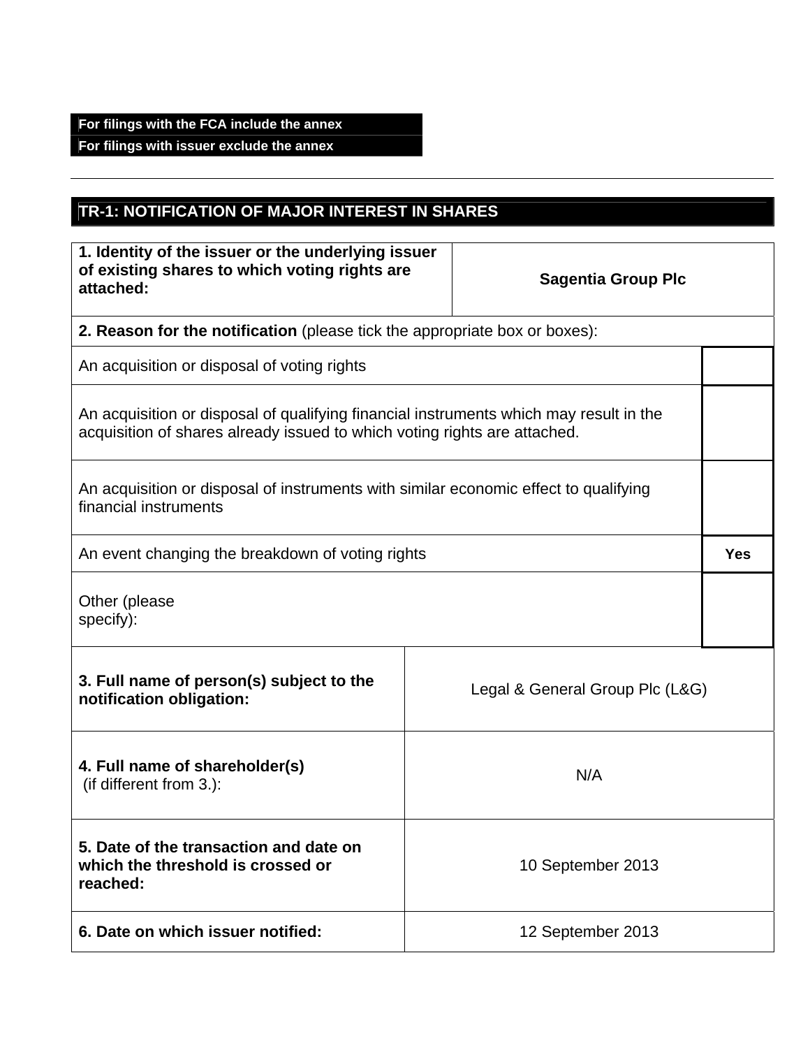**For filings with the FCA include the annex**
**For filings with issuer exclude the annex**

---

## TR-1: NOTIFICATION OF MAJOR INTEREST IN SHARES

| **1. Identity of the issuer or the underlying issuer of existing shares to which voting rights are attached:** | **Sagentia Group Plc** |
|---|---|

| **2. Reason for the notification** (please tick the appropriate box or boxes): | |
|---|---|
| An acquisition or disposal of voting rights | |
| An acquisition or disposal of qualifying financial instruments which may result in the acquisition of shares already issued to which voting rights are attached. | |
| An acquisition or disposal of instruments with similar economic effect to qualifying financial instruments | |
| An event changing the breakdown of voting rights | **Yes** |
| Other (please specify): | |

| | |
|---|---|
| **3. Full name of person(s) subject to the notification obligation:** | Legal & General Group Plc (L&G) |
| **4. Full name of shareholder(s)** (if different from 3.): | N/A |
| **5. Date of the transaction and date on which the threshold is crossed or reached:** | 10 September 2013 |
| **6. Date on which issuer notified:** | 12 September 2013 |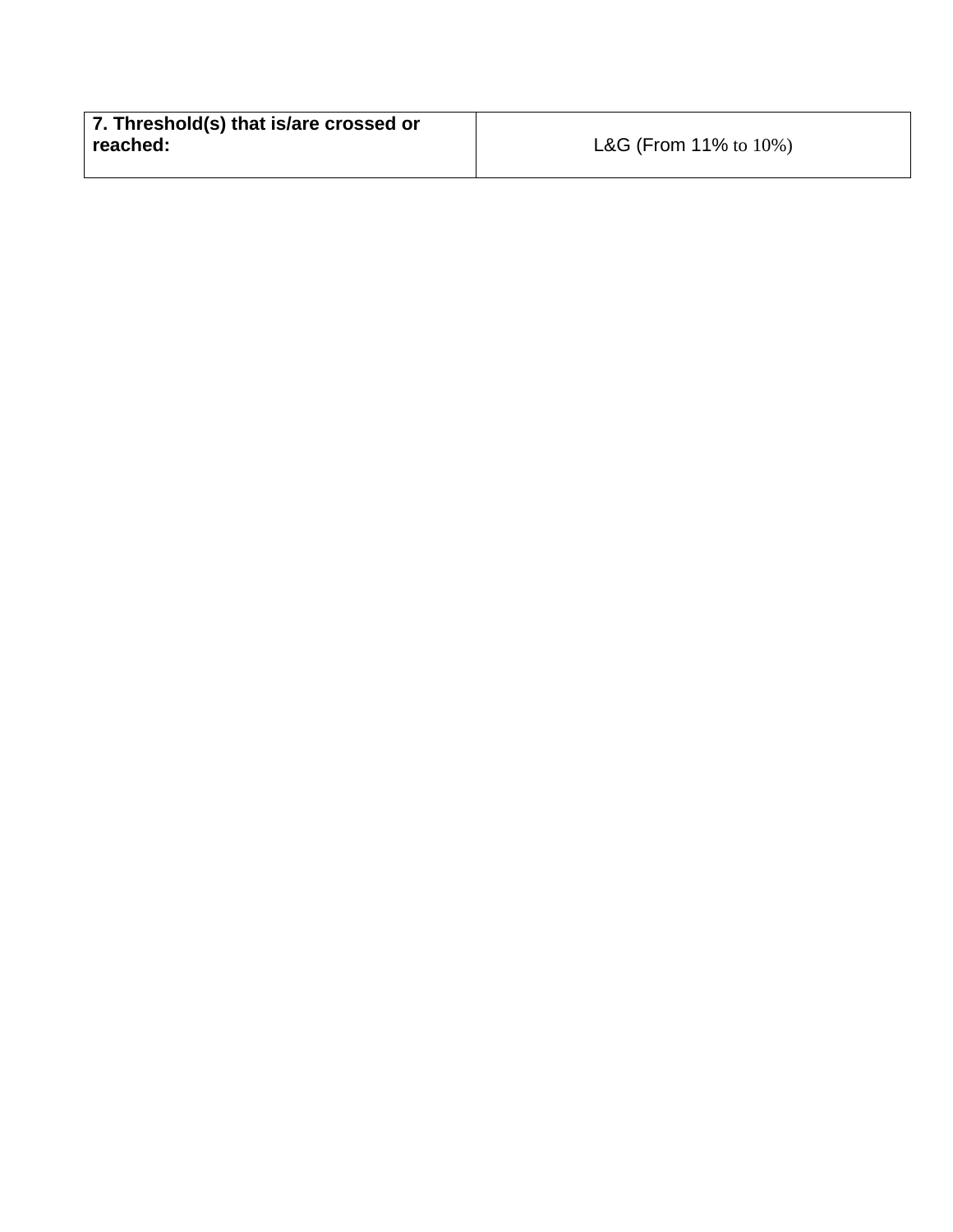| **7. Threshold(s) that is/are crossed or reached:** | L&G (From 11% to 10%) |
| --- | --- |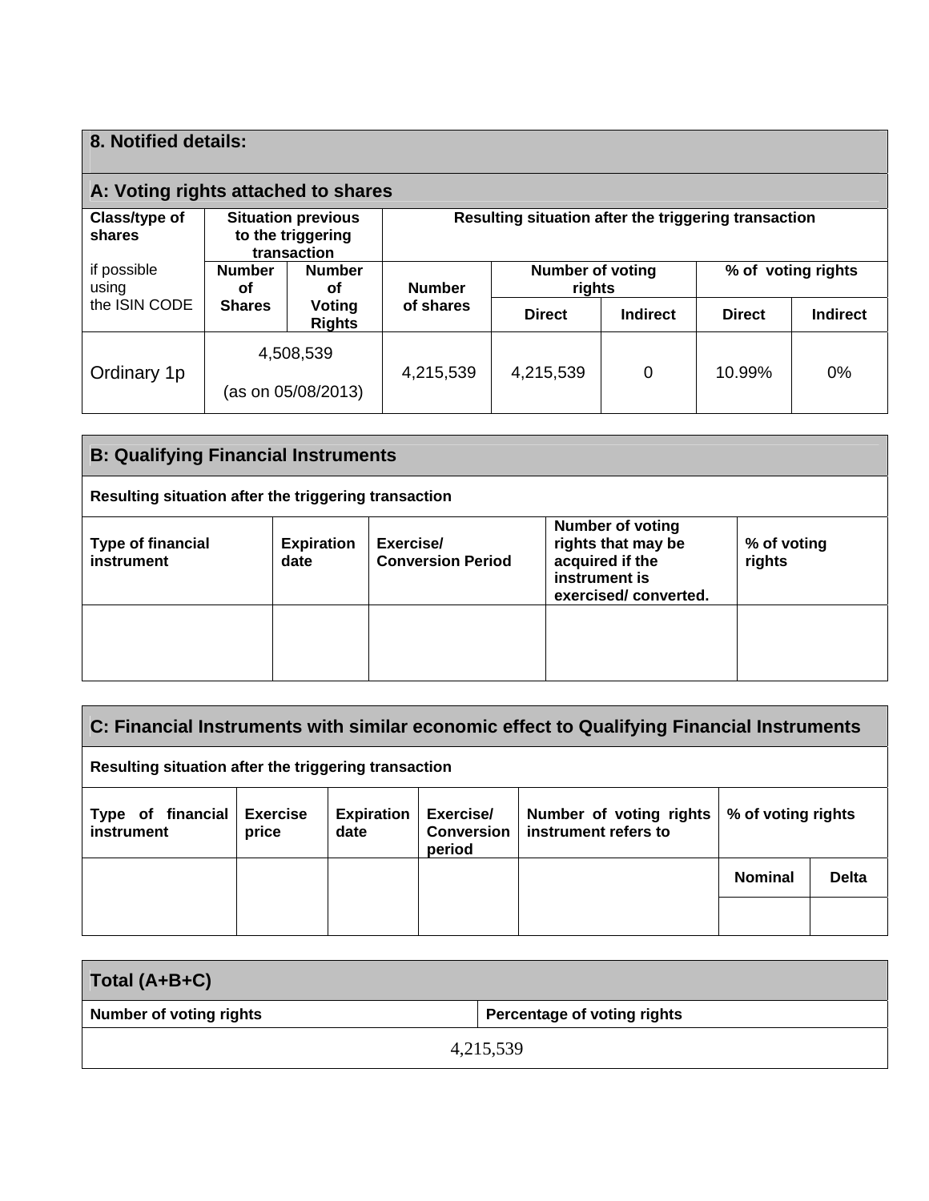## 8. Notified details:

### A: Voting rights attached to shares

| Class/type of shares if possible using the ISIN CODE | Situation previous to the triggering transaction | | Resulting situation after the triggering transaction | | | | |
|---|---|---|---|---|---|---|---|
| | Number of Shares | Number of Voting Rights | Number of shares | Number of voting rights | | % of voting rights | |
| | | | | Direct | Indirect | Direct | Indirect |
| Ordinary 1p | 4,508,539 (as on 05/08/2013) | | 4,215,539 | 4,215,539 | 0 | 10.99% | 0% |

### B: Qualifying Financial Instruments

**Resulting situation after the triggering transaction**

| Type of financial instrument | Expiration date | Exercise/ Conversion Period | Number of voting rights that may be acquired if the instrument is exercised/ converted. | % of voting rights |
|---|---|---|---|---|
| | | | | |

### C: Financial Instruments with similar economic effect to Qualifying Financial Instruments

**Resulting situation after the triggering transaction**

| Type of financial instrument | Exercise price | Expiration date | Exercise/ Conversion period | Number of voting rights instrument refers to | % of voting rights | |
|---|---|---|---|---|---|---|
| | | | | | Nominal | Delta |
| | | | | | | |

### Total (A+B+C)

| Number of voting rights | Percentage of voting rights |
|---|---|
| 4,215,539 | |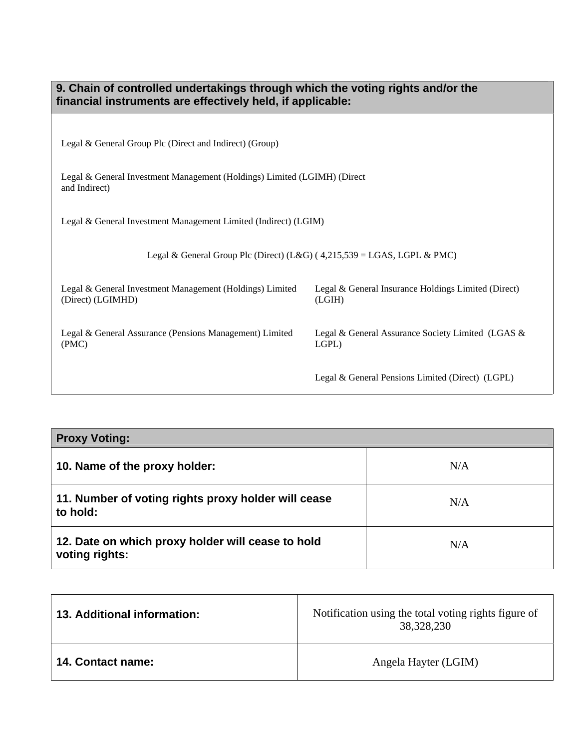| 9. Chain of controlled undertakings through which the voting rights and/or the financial instruments are effectively held, if applicable: | |
|---|---|
| Legal & General Group Plc (Direct and Indirect) (Group) | |
| Legal & General Investment Management (Holdings) Limited (LGIMH) (Direct and Indirect) | |
| Legal & General Investment Management Limited (Indirect) (LGIM) | |
| Legal & General Group Plc (Direct) (L&G) ( 4,215,539 = LGAS, LGPL & PMC) | |
| Legal & General Investment Management (Holdings) Limited (Direct) (LGIMHD) | Legal & General Insurance Holdings Limited (Direct) (LGIH) |
| Legal & General Assurance (Pensions Management) Limited (PMC) | Legal & General Assurance Society Limited (LGAS & LGPL) |
| | Legal & General Pensions Limited (Direct) (LGPL) |

| Proxy Voting: | |
|---|---|
| **10. Name of the proxy holder:** | N/A |
| **11. Number of voting rights proxy holder will cease to hold:** | N/A |
| **12. Date on which proxy holder will cease to hold voting rights:** | N/A |

| | |
|---|---|
| **13. Additional information:** | Notification using the total voting rights figure of 38,328,230 |
| **14. Contact name:** | Angela Hayter (LGIM) |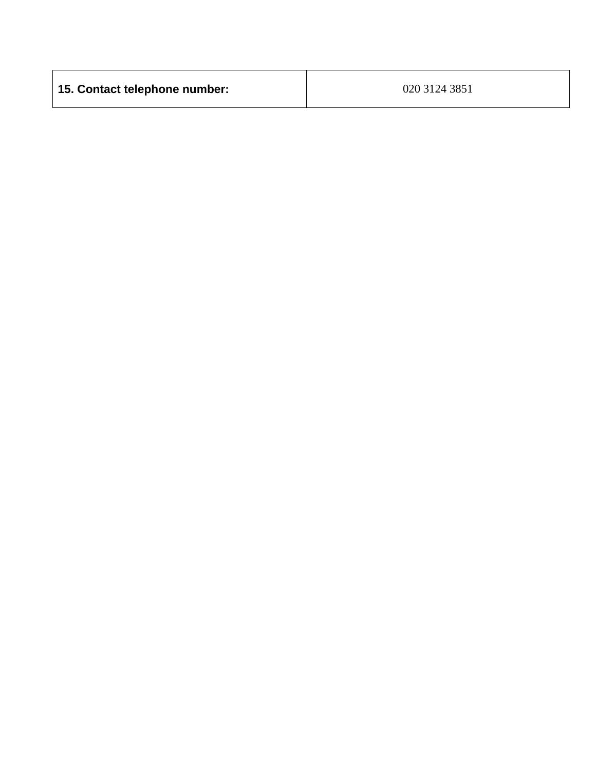| | |
|---|---|
| **15. Contact telephone number:** | 020 3124 3851 |